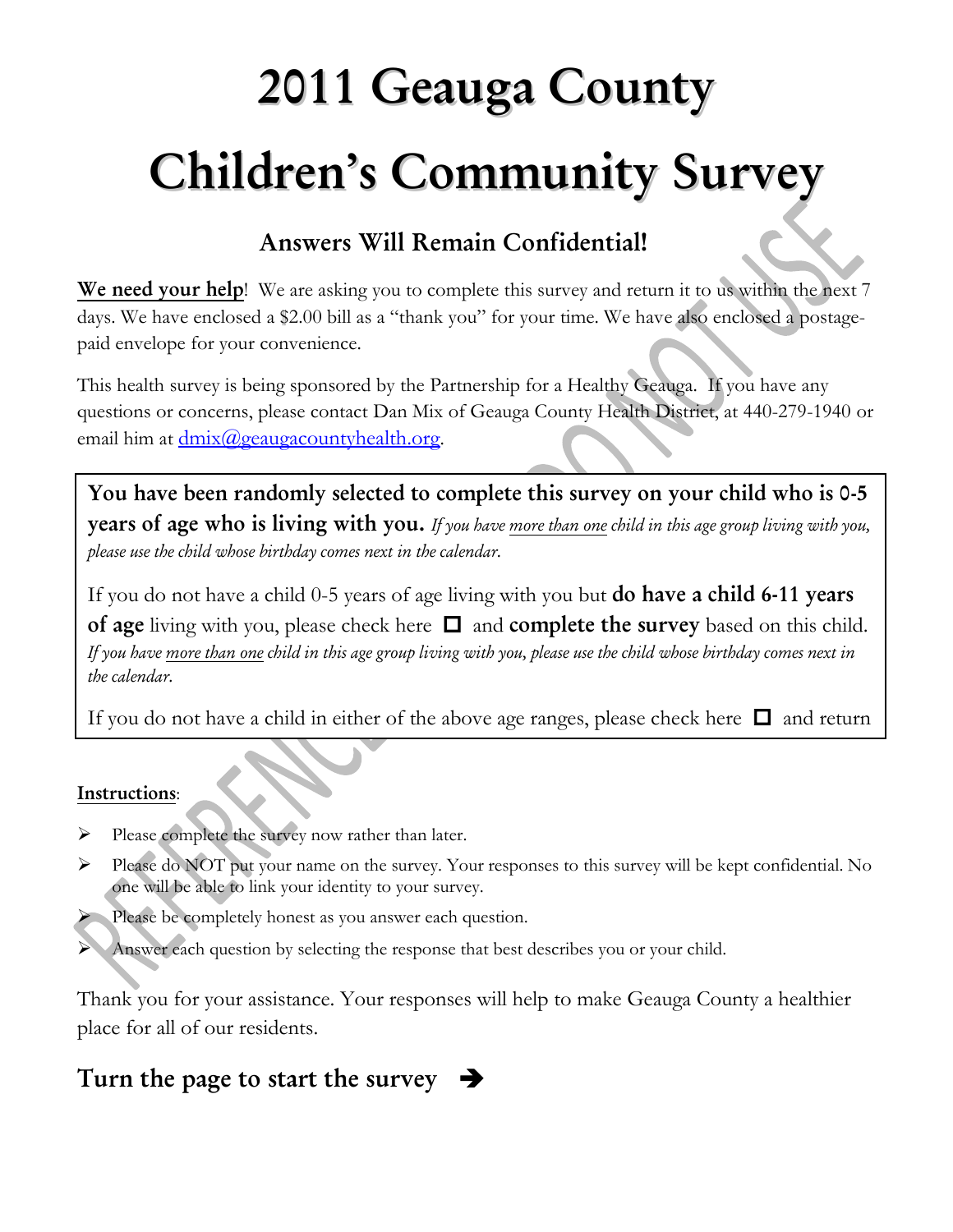# 2011 Geauga County

# Children's Community Survey

## Answers Will Remain Confidential!

**We need your help**! We are asking you to complete this survey and return it to us within the next 7 days. We have enclosed a $2.00 bill as a "thank you" for your time. We have also enclosed a postage-paid envelope for your convenience.

This health survey is being sponsored by the Partnership for a Healthy Geauga. If you have any questions or concerns, please contact Dan Mix of Geauga County Health District, at 440-279-1940 or email him at dmix@geaugacountyhealth.org.

**You have been randomly selected to complete this survey on your child who is 0-5 years of age who is living with you.** *If you have more than one child in this age group living with you, please use the child whose birthday comes next in the calendar.*

If you do not have a child 0-5 years of age living with you but **do have a child 6-11 years of age** living with you, please check here ☐ and **complete the survey** based on this child. *If you have more than one child in this age group living with you, please use the child whose birthday comes next in the calendar.*

If you do not have a child in either of the above age ranges, please check here ☐ and return

**Instructions**:

- Please complete the survey now rather than later.
- Please do NOT put your name on the survey. Your responses to this survey will be kept confidential. No one will be able to link your identity to your survey.
- Please be completely honest as you answer each question.
- Answer each question by selecting the response that best describes you or your child.

Thank you for your assistance. Your responses will help to make Geauga County a healthier place for all of our residents.

## Turn the page to start the survey ➔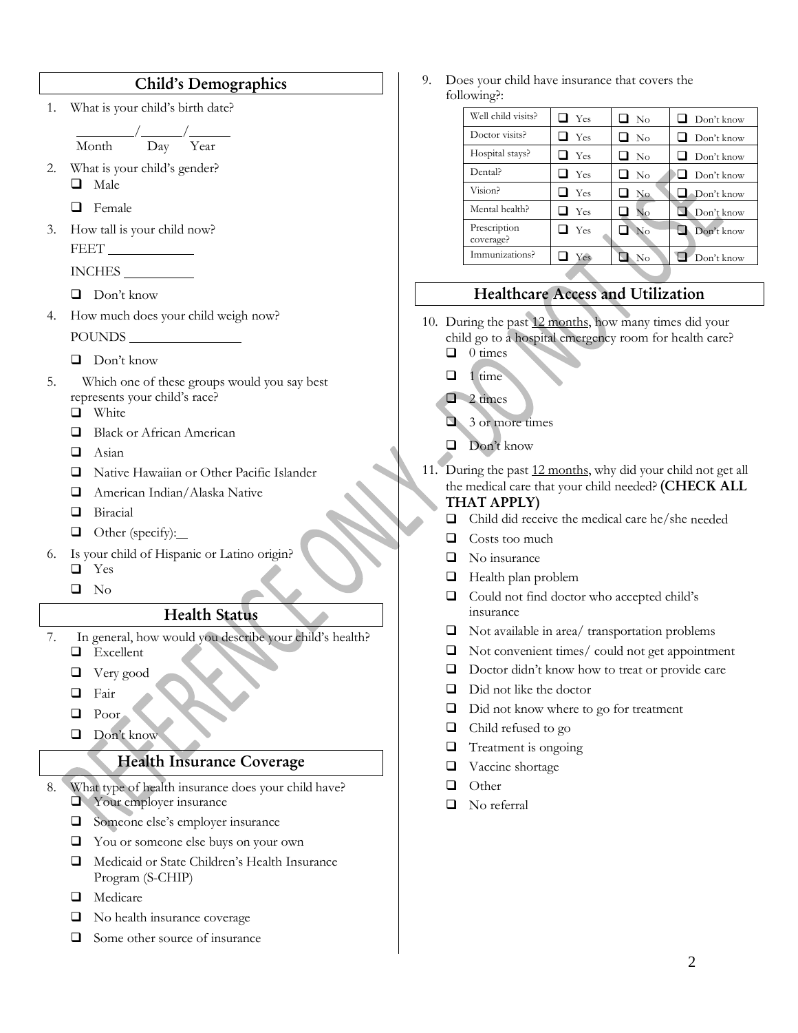## Child's Demographics

1. What is your child's birth date?

   ________/______/______
   Month Day Year

2. What is your child's gender?
   - ❑ Male
   - ❑ Female

3. How tall is your child now?

   FEET ____________

   INCHES __________

   - ❑ Don't know

4. How much does your child weigh now?

   POUNDS ________________

   - ❑ Don't know

5. Which one of these groups would you say best represents your child's race?
   - ❑ White
   - ❑ Black or African American
   - ❑ Asian
   - ❑ Native Hawaiian or Other Pacific Islander
   - ❑ American Indian/Alaska Native
   - ❑ Biracial
   - ❑ Other (specify):__

6. Is your child of Hispanic or Latino origin?
   - ❑ Yes
   - ❑ No

## Health Status

7. In general, how would you describe your child's health?
   - ❑ Excellent
   - ❑ Very good
   - ❑ Fair
   - ❑ Poor
   - ❑ Don't know

## Health Insurance Coverage

8. What type of health insurance does your child have?
   - ❑ Your employer insurance
   - ❑ Someone else's employer insurance
   - ❑ You or someone else buys on your own
   - ❑ Medicaid or State Children's Health Insurance Program (S-CHIP)
   - ❑ Medicare
   - ❑ No health insurance coverage
   - ❑ Some other source of insurance

9. Does your child have insurance that covers the following?:

| | | | |
|---|---|---|---|
| Well child visits? | ❑ Yes | ❑ No | ❑ Don't know |
| Doctor visits? | ❑ Yes | ❑ No | ❑ Don't know |
| Hospital stays? | ❑ Yes | ❑ No | ❑ Don't know |
| Dental? | ❑ Yes | ❑ No | ❑ Don't know |
| Vision? | ❑ Yes | ❑ No | ❑ Don't know |
| Mental health? | ❑ Yes | ❑ No | ❑ Don't know |
| Prescription coverage? | ❑ Yes | ❑ No | ❑ Don't know |
| Immunizations? | ❑ Yes | ❑ No | ❑ Don't know |

## Healthcare Access and Utilization

10. During the past 12 months, how many times did your child go to a hospital emergency room for health care?
    - ❑ 0 times
    - ❑ 1 time
    - ❑ 2 times
    - ❑ 3 or more times
    - ❑ Don't know

11. During the past 12 months, why did your child not get all the medical care that your child needed? **(CHECK ALL THAT APPLY)**
    - ❑ Child did receive the medical care he/she needed
    - ❑ Costs too much
    - ❑ No insurance
    - ❑ Health plan problem
    - ❑ Could not find doctor who accepted child's insurance
    - ❑ Not available in area/ transportation problems
    - ❑ Not convenient times/ could not get appointment
    - ❑ Doctor didn't know how to treat or provide care
    - ❑ Did not like the doctor
    - ❑ Did not know where to go for treatment
    - ❑ Child refused to go
    - ❑ Treatment is ongoing
    - ❑ Vaccine shortage
    - ❑ Other
    - ❑ No referral

REFERENCE ONLY - DO NOT USE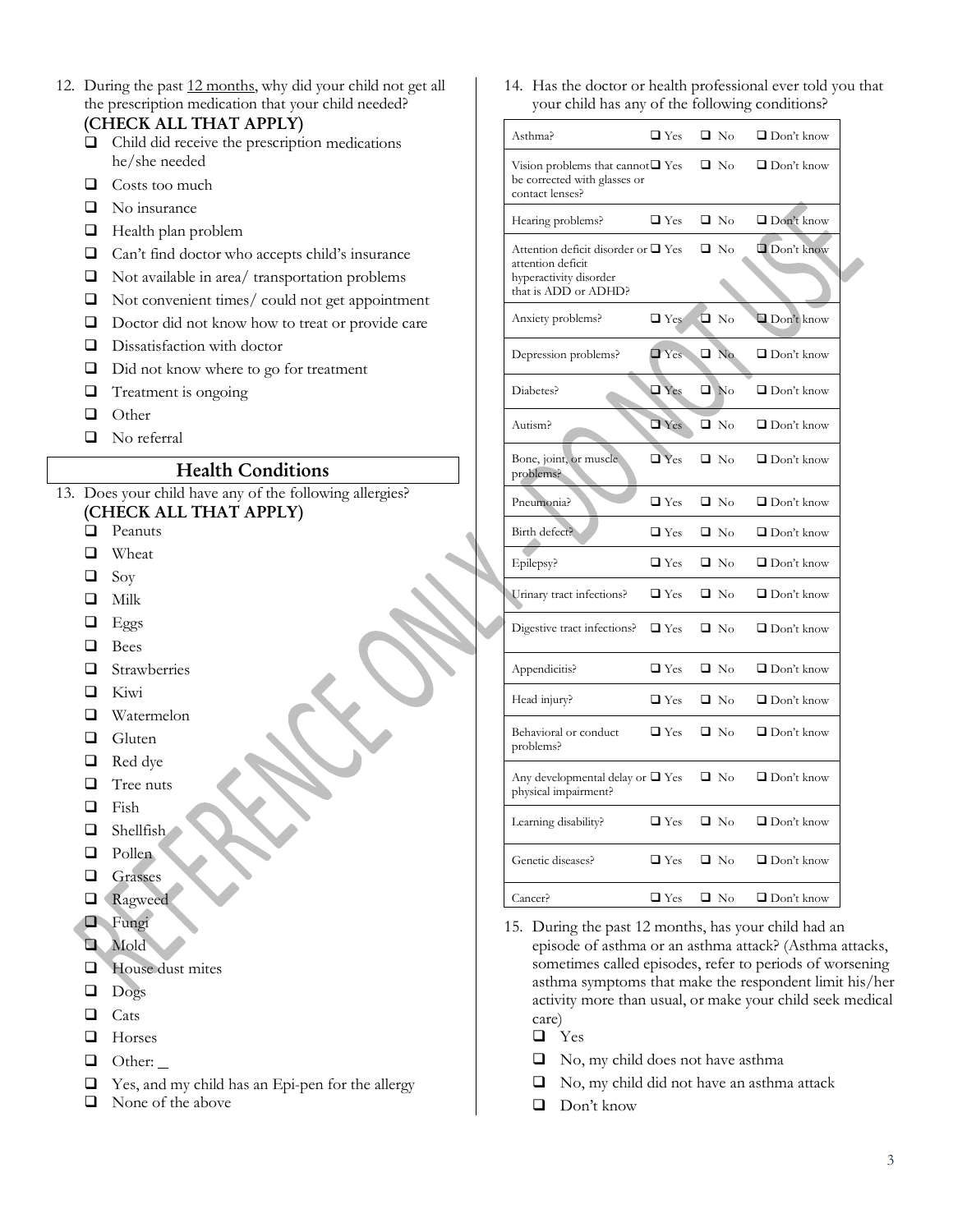12. During the past 12 months, why did your child not get all the prescription medication that your child needed? **(CHECK ALL THAT APPLY)**
   - ❑ Child did receive the prescription medications he/she needed
   - ❑ Costs too much
   - ❑ No insurance
   - ❑ Health plan problem
   - ❑ Can't find doctor who accepts child's insurance
   - ❑ Not available in area/ transportation problems
   - ❑ Not convenient times/ could not get appointment
   - ❑ Doctor did not know how to treat or provide care
   - ❑ Dissatisfaction with doctor
   - ❑ Did not know where to go for treatment
   - ❑ Treatment is ongoing
   - ❑ Other
   - ❑ No referral

## Health Conditions

13. Does your child have any of the following allergies? **(CHECK ALL THAT APPLY)**
   - ❑ Peanuts
   - ❑ Wheat
   - ❑ Soy
   - ❑ Milk
   - ❑ Eggs
   - ❑ Bees
   - ❑ Strawberries
   - ❑ Kiwi
   - ❑ Watermelon
   - ❑ Gluten
   - ❑ Red dye
   - ❑ Tree nuts
   - ❑ Fish
   - ❑ Shellfish
   - ❑ Pollen
   - ❑ Grasses
   - ❑ Ragweed
   - ❑ Fungi
   - ❑ Mold
   - ❑ House dust mites
   - ❑ Dogs
   - ❑ Cats
   - ❑ Horses
   - ❑ Other: _
   - ❑ Yes, and my child has an Epi-pen for the allergy
   - ❑ None of the above

14. Has the doctor or health professional ever told you that your child has any of the following conditions?

| | | | |
|---|---|---|---|
| Asthma? | ❑ Yes | ❑ No | ❑ Don't know |
| Vision problems that cannot be corrected with glasses or contact lenses? | ❑ Yes | ❑ No | ❑ Don't know |
| Hearing problems? | ❑ Yes | ❑ No | ❑ Don't know |
| Attention deficit disorder or attention deficit hyperactivity disorder that is ADD or ADHD? | ❑ Yes | ❑ No | ❑ Don't know |
| Anxiety problems? | ❑ Yes | ❑ No | ❑ Don't know |
| Depression problems? | ❑ Yes | ❑ No | ❑ Don't know |
| Diabetes? | ❑ Yes | ❑ No | ❑ Don't know |
| Autism? | ❑ Yes | ❑ No | ❑ Don't know |
| Bone, joint, or muscle problems? | ❑ Yes | ❑ No | ❑ Don't know |
| Pneumonia? | ❑ Yes | ❑ No | ❑ Don't know |
| Birth defect? | ❑ Yes | ❑ No | ❑ Don't know |
| Epilepsy? | ❑ Yes | ❑ No | ❑ Don't know |
| Urinary tract infections? | ❑ Yes | ❑ No | ❑ Don't know |
| Digestive tract infections? | ❑ Yes | ❑ No | ❑ Don't know |
| Appendicitis? | ❑ Yes | ❑ No | ❑ Don't know |
| Head injury? | ❑ Yes | ❑ No | ❑ Don't know |
| Behavioral or conduct problems? | ❑ Yes | ❑ No | ❑ Don't know |
| Any developmental delay or physical impairment? | ❑ Yes | ❑ No | ❑ Don't know |
| Learning disability? | ❑ Yes | ❑ No | ❑ Don't know |
| Genetic diseases? | ❑ Yes | ❑ No | ❑ Don't know |
| Cancer? | ❑ Yes | ❑ No | ❑ Don't know |

15. During the past 12 months, has your child had an episode of asthma or an asthma attack? (Asthma attacks, sometimes called episodes, refer to periods of worsening asthma symptoms that make the respondent limit his/her activity more than usual, or make your child seek medical care)
   - ❑ Yes
   - ❑ No, my child does not have asthma
   - ❑ No, my child did not have an asthma attack
   - ❑ Don't know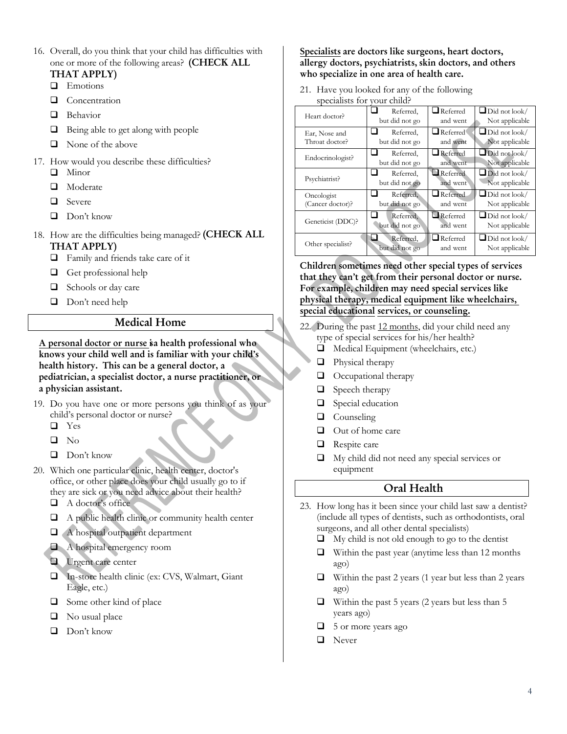16. Overall, do you think that your child has difficulties with one or more of the following areas? **(CHECK ALL THAT APPLY)**
    - ❑ Emotions
    - ❑ Concentration
    - ❑ Behavior
    - ❑ Being able to get along with people
    - ❑ None of the above

17. How would you describe these difficulties?
    - ❑ Minor
    - ❑ Moderate
    - ❑ Severe
    - ❑ Don't know

18. How are the difficulties being managed? **(CHECK ALL THAT APPLY)**
    - ❑ Family and friends take care of it
    - ❑ Get professional help
    - ❑ Schools or day care
    - ❑ Don't need help

## Medical Home

**A personal doctor or nurse is a health professional who knows your child well and is familiar with your child's health history. This can be a general doctor, a pediatrician, a specialist doctor, a nurse practitioner, or a physician assistant.**

19. Do you have one or more persons you think of as your child's personal doctor or nurse?
    - ❑ Yes
    - ❑ No
    - ❑ Don't know

20. Which one particular clinic, health center, doctor's office, or other place does your child usually go to if they are sick or you need advice about their health?
    - ❑ A doctor's office
    - ❑ A public health clinic or community health center
    - ❑ A hospital outpatient department
    - ❑ A hospital emergency room
    - ❑ Urgent care center
    - ❑ In-store health clinic (ex: CVS, Walmart, Giant Eagle, etc.)
    - ❑ Some other kind of place
    - ❑ No usual place
    - ❑ Don't know

**Specialists are doctors like surgeons, heart doctors, allergy doctors, psychiatrists, skin doctors, and others who specialize in one area of health care.**

21. Have you looked for any of the following specialists for your child?

| | | | |
|---|---|---|---|
| Heart doctor? | ❑ Referred, but did not go | ❑ Referred and went | ❑ Did not look/ Not applicable |
| Ear, Nose and Throat doctor? | ❑ Referred, but did not go | ❑ Referred and went | ❑ Did not look/ Not applicable |
| Endocrinologist? | ❑ Referred, but did not go | ❑ Referred and went | ❑ Did not look/ Not applicable |
| Psychiatrist? | ❑ Referred, but did not go | ❑ Referred and went | ❑ Did not look/ Not applicable |
| Oncologist (Cancer doctor)? | ❑ Referred, but did not go | ❑ Referred and went | ❑ Did not look/ Not applicable |
| Geneticist (DDC)? | ❑ Referred, but did not go | ❑ Referred and went | ❑ Did not look/ Not applicable |
| Other specialist? | ❑ Referred, but did not go | ❑ Referred and went | ❑ Did not look/ Not applicable |

**Children sometimes need other special types of services that they can't get from their personal doctor or nurse. For example, children may need special services like physical therapy, medical equipment like wheelchairs, special educational services, or counseling.**

22. During the past 12 months, did your child need any type of special services for his/her health?
    - ❑ Medical Equipment (wheelchairs, etc.)
    - ❑ Physical therapy
    - ❑ Occupational therapy
    - ❑ Speech therapy
    - ❑ Special education
    - ❑ Counseling
    - ❑ Out of home care
    - ❑ Respite care
    - ❑ My child did not need any special services or equipment

## Oral Health

23. How long has it been since your child last saw a dentist? (include all types of dentists, such as orthodontists, oral surgeons, and all other dental specialists)
    - ❑ My child is not old enough to go to the dentist
    - ❑ Within the past year (anytime less than 12 months ago)
    - ❑ Within the past 2 years (1 year but less than 2 years ago)
    - ❑ Within the past 5 years (2 years but less than 5 years ago)
    - ❑ 5 or more years ago
    - ❑ Never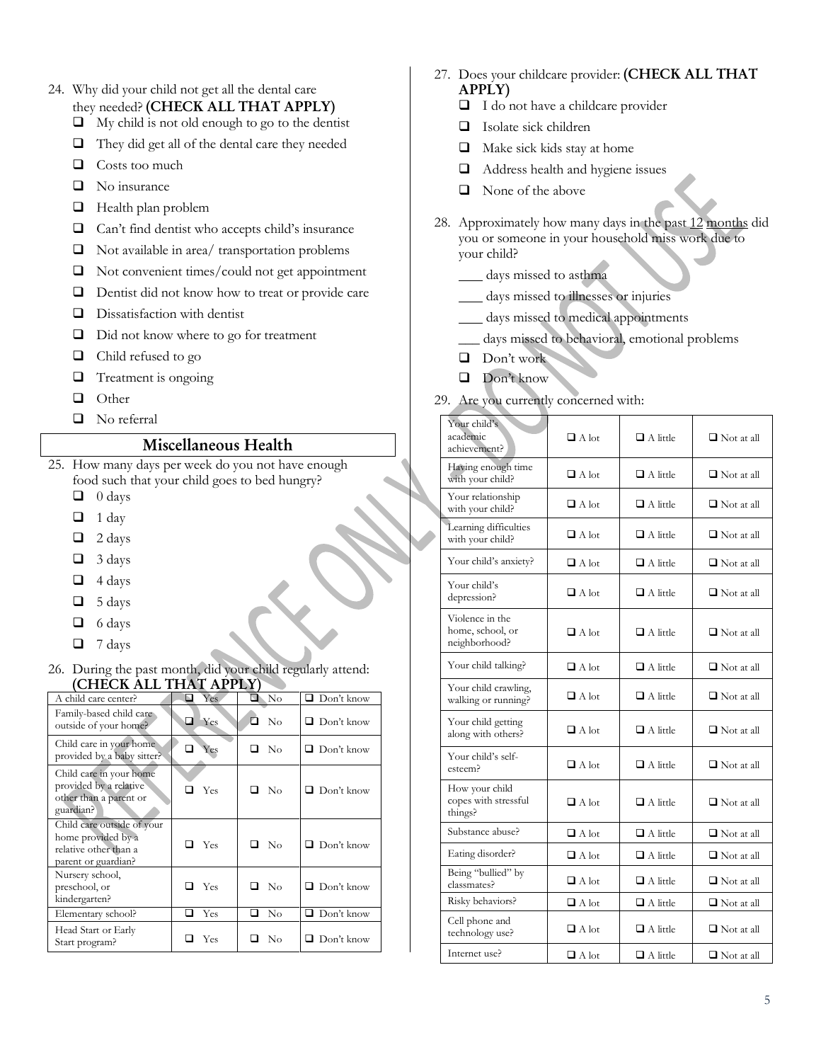24. Why did your child not get all the dental care they needed? **(CHECK ALL THAT APPLY)**
    - ❑ My child is not old enough to go to the dentist
    - ❑ They did get all of the dental care they needed
    - ❑ Costs too much
    - ❑ No insurance
    - ❑ Health plan problem
    - ❑ Can't find dentist who accepts child's insurance
    - ❑ Not available in area/ transportation problems
    - ❑ Not convenient times/could not get appointment
    - ❑ Dentist did not know how to treat or provide care
    - ❑ Dissatisfaction with dentist
    - ❑ Did not know where to go for treatment
    - ❑ Child refused to go
    - ❑ Treatment is ongoing
    - ❑ Other
    - ❑ No referral

## Miscellaneous Health

25. How many days per week do you not have enough food such that your child goes to bed hungry?
    - ❑ 0 days
    - ❑ 1 day
    - ❑ 2 days
    - ❑ 3 days
    - ❑ 4 days
    - ❑ 5 days
    - ❑ 6 days
    - ❑ 7 days

26. During the past month, did your child regularly attend: **(CHECK ALL THAT APPLY)**

| | | | |
|---|---|---|---|
| A child care center? | ❑ Yes | ❑ No | ❑ Don't know |
| Family-based child care outside of your home? | ❑ Yes | ❑ No | ❑ Don't know |
| Child care in your home provided by a baby sitter? | ❑ Yes | ❑ No | ❑ Don't know |
| Child care in your home provided by a relative other than a parent or guardian? | ❑ Yes | ❑ No | ❑ Don't know |
| Child care outside of your home provided by a relative other than a parent or guardian? | ❑ Yes | ❑ No | ❑ Don't know |
| Nursery school, preschool, or kindergarten? | ❑ Yes | ❑ No | ❑ Don't know |
| Elementary school? | ❑ Yes | ❑ No | ❑ Don't know |
| Head Start or Early Start program? | ❑ Yes | ❑ No | ❑ Don't know |

27. Does your childcare provider: **(CHECK ALL THAT APPLY)**
    - ❑ I do not have a childcare provider
    - ❑ Isolate sick children
    - ❑ Make sick kids stay at home
    - ❑ Address health and hygiene issues
    - ❑ None of the above

28. Approximately how many days in the past 12 months did you or someone in your household miss work due to your child?
    - ____ days missed to asthma
    - ____ days missed to illnesses or injuries
    - ____ days missed to medical appointments
    - ___ days missed to behavioral, emotional problems
    - ❑ Don't work
    - ❑ Don't know

29. Are you currently concerned with:

| | | | |
|---|---|---|---|
| Your child's academic achievement? | ❑ A lot | ❑ A little | ❑ Not at all |
| Having enough time with your child? | ❑ A lot | ❑ A little | ❑ Not at all |
| Your relationship with your child? | ❑ A lot | ❑ A little | ❑ Not at all |
| Learning difficulties with your child? | ❑ A lot | ❑ A little | ❑ Not at all |
| Your child's anxiety? | ❑ A lot | ❑ A little | ❑ Not at all |
| Your child's depression? | ❑ A lot | ❑ A little | ❑ Not at all |
| Violence in the home, school, or neighborhood? | ❑ A lot | ❑ A little | ❑ Not at all |
| Your child talking? | ❑ A lot | ❑ A little | ❑ Not at all |
| Your child crawling, walking or running? | ❑ A lot | ❑ A little | ❑ Not at all |
| Your child getting along with others? | ❑ A lot | ❑ A little | ❑ Not at all |
| Your child's self-esteem? | ❑ A lot | ❑ A little | ❑ Not at all |
| How your child copes with stressful things? | ❑ A lot | ❑ A little | ❑ Not at all |
| Substance abuse? | ❑ A lot | ❑ A little | ❑ Not at all |
| Eating disorder? | ❑ A lot | ❑ A little | ❑ Not at all |
| Being "bullied" by classmates? | ❑ A lot | ❑ A little | ❑ Not at all |
| Risky behaviors? | ❑ A lot | ❑ A little | ❑ Not at all |
| Cell phone and technology use? | ❑ A lot | ❑ A little | ❑ Not at all |
| Internet use? | ❑ A lot | ❑ A little | ❑ Not at all |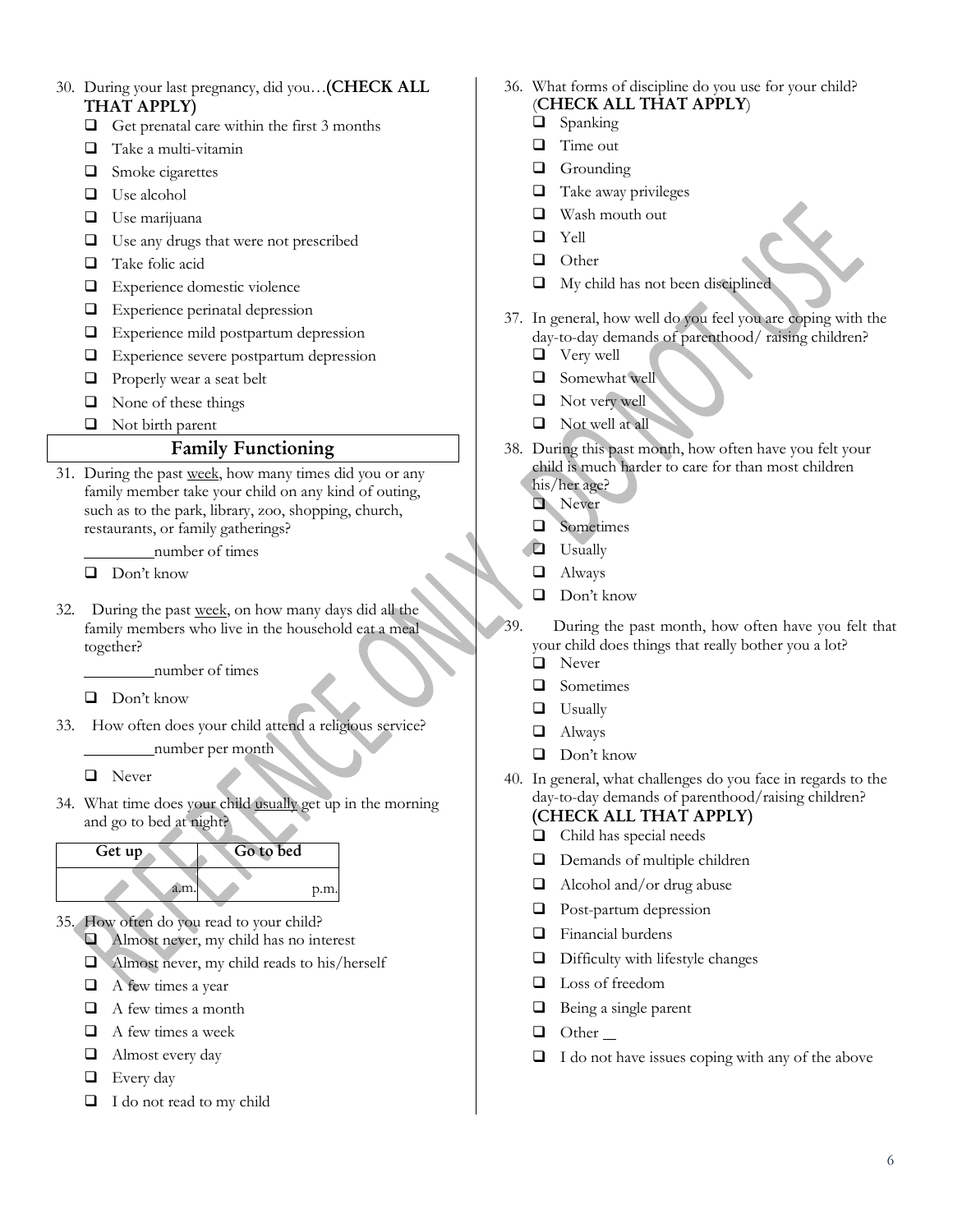30. During your last pregnancy, did you…**(CHECK ALL THAT APPLY)**
    - ❑ Get prenatal care within the first 3 months
    - ❑ Take a multi-vitamin
    - ❑ Smoke cigarettes
    - ❑ Use alcohol
    - ❑ Use marijuana
    - ❑ Use any drugs that were not prescribed
    - ❑ Take folic acid
    - ❑ Experience domestic violence
    - ❑ Experience perinatal depression
    - ❑ Experience mild postpartum depression
    - ❑ Experience severe postpartum depression
    - ❑ Properly wear a seat belt
    - ❑ None of these things
    - ❑ Not birth parent

## Family Functioning

31. During the past <u>week</u>, how many times did you or any family member take your child on any kind of outing, such as to the park, library, zoo, shopping, church, restaurants, or family gatherings?

    ________number of times

    - ❑ Don't know

32. During the past <u>week</u>, on how many days did all the family members who live in the household eat a meal together?

    ________number of times

    - ❑ Don't know

33. How often does your child attend a religious service?

    ________number per month

    - ❑ Never

34. What time does your child <u>usually</u> get up in the morning and go to bed at night?

| Get up | Go to bed |
|---|---|
| a.m. | p.m. |

35. How often do you read to your child?
    - ❑ Almost never, my child has no interest
    - ❑ Almost never, my child reads to his/herself
    - ❑ A few times a year
    - ❑ A few times a month
    - ❑ A few times a week
    - ❑ Almost every day
    - ❑ Every day
    - ❑ I do not read to my child

36. What forms of discipline do you use for your child? (**CHECK ALL THAT APPLY**)
    - ❑ Spanking
    - ❑ Time out
    - ❑ Grounding
    - ❑ Take away privileges
    - ❑ Wash mouth out
    - ❑ Yell
    - ❑ Other
    - ❑ My child has not been disciplined

37. In general, how well do you feel you are coping with the day-to-day demands of parenthood/ raising children?
    - ❑ Very well
    - ❑ Somewhat well
    - ❑ Not very well
    - ❑ Not well at all

38. During this past month, how often have you felt your child is much harder to care for than most children his/her age?
    - ❑ Never
    - ❑ Sometimes
    - ❑ Usually
    - ❑ Always
    - ❑ Don't know

39. During the past month, how often have you felt that your child does things that really bother you a lot?
    - ❑ Never
    - ❑ Sometimes
    - ❑ Usually
    - ❑ Always
    - ❑ Don't know

40. In general, what challenges do you face in regards to the day-to-day demands of parenthood/raising children? **(CHECK ALL THAT APPLY)**
    - ❑ Child has special needs
    - ❑ Demands of multiple children
    - ❑ Alcohol and/or drug abuse
    - ❑ Post-partum depression
    - ❑ Financial burdens
    - ❑ Difficulty with lifestyle changes
    - ❑ Loss of freedom
    - ❑ Being a single parent
    - ❑ Other __
    - ❑ I do not have issues coping with any of the above

REFERENCE ONLY - DO NOT USE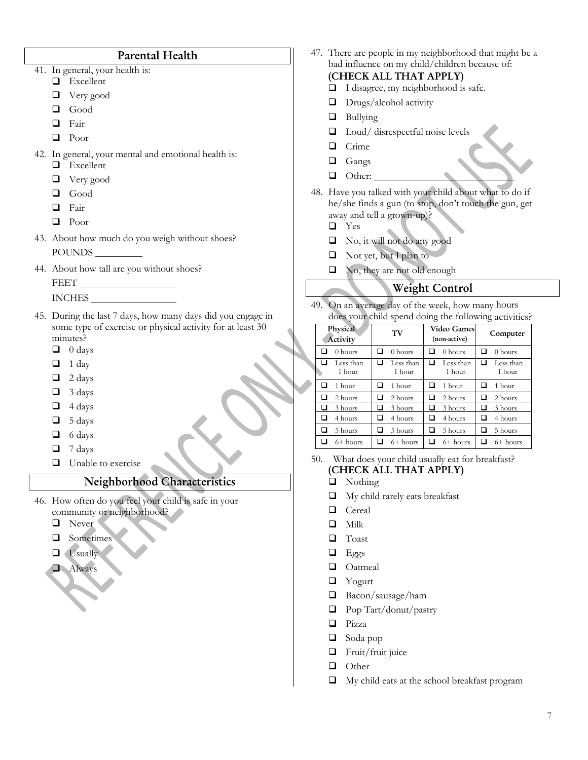## Parental Health

41. In general, your health is:
    - ☐ Excellent
    - ☐ Very good
    - ☐ Good
    - ☐ Fair
    - ☐ Poor

42. In general, your mental and emotional health is:
    - ☐ Excellent
    - ☐ Very good
    - ☐ Good
    - ☐ Fair
    - ☐ Poor

43. About how much do you weigh without shoes?

    POUNDS ________

44. About how tall are you without shoes?

    FEET ________________

    INCHES ________________

45. During the last 7 days, how many days did you engage in some type of exercise or physical activity for at least 30 minutes?
    - ☐ 0 days
    - ☐ 1 day
    - ☐ 2 days
    - ☐ 3 days
    - ☐ 4 days
    - ☐ 5 days
    - ☐ 6 days
    - ☐ 7 days
    - ☐ Unable to exercise

## Neighborhood Characteristics

46. How often do you feel your child is safe in your community or neighborhood?
    - ☐ Never
    - ☐ Sometimes
    - ☐ Usually
    - ☐ Always

47. There are people in my neighborhood that might be a bad influence on my child/children because of: **(CHECK ALL THAT APPLY)**
    - ☐ I disagree, my neighborhood is safe.
    - ☐ Drugs/alcohol activity
    - ☐ Bullying
    - ☐ Loud/ disrespectful noise levels
    - ☐ Crime
    - ☐ Gangs
    - ☐ Other: ________________________

48. Have you talked with your child about what to do if he/she finds a gun (to stop, don't touch the gun, get away and tell a grown-up)?
    - ☐ Yes
    - ☐ No, it will not do any good
    - ☐ Not yet, but I plan to
    - ☐ No, they are not old enough

## Weight Control

49. On an average day of the week, how many hours does your child spend doing the following activities?

| Physical Activity | TV | Video Games (non-active) | Computer |
|---|---|---|---|
| ☐ 0 hours | ☐ 0 hours | ☐ 0 hours | ☐ 0 hours |
| ☐ Less than 1 hour | ☐ Less than 1 hour | ☐ Less than 1 hour | ☐ Less than 1 hour |
| ☐ 1 hour | ☐ 1 hour | ☐ 1 hour | ☐ 1 hour |
| ☐ 2 hours | ☐ 2 hours | ☐ 2 hours | ☐ 2 hours |
| ☐ 3 hours | ☐ 3 hours | ☐ 3 hours | ☐ 3 hours |
| ☐ 4 hours | ☐ 4 hours | ☐ 4 hours | ☐ 4 hours |
| ☐ 5 hours | ☐ 5 hours | ☐ 5 hours | ☐ 5 hours |
| ☐ 6+ hours | ☐ 6+ hours | ☐ 6+ hours | ☐ 6+ hours |

50. What does your child usually eat for breakfast? **(CHECK ALL THAT APPLY)**
    - ☐ Nothing
    - ☐ My child rarely eats breakfast
    - ☐ Cereal
    - ☐ Milk
    - ☐ Toast
    - ☐ Eggs
    - ☐ Oatmeal
    - ☐ Yogurt
    - ☐ Bacon/sausage/ham
    - ☐ Pop Tart/donut/pastry
    - ☐ Pizza
    - ☐ Soda pop
    - ☐ Fruit/fruit juice
    - ☐ Other
    - ☐ My child eats at the school breakfast program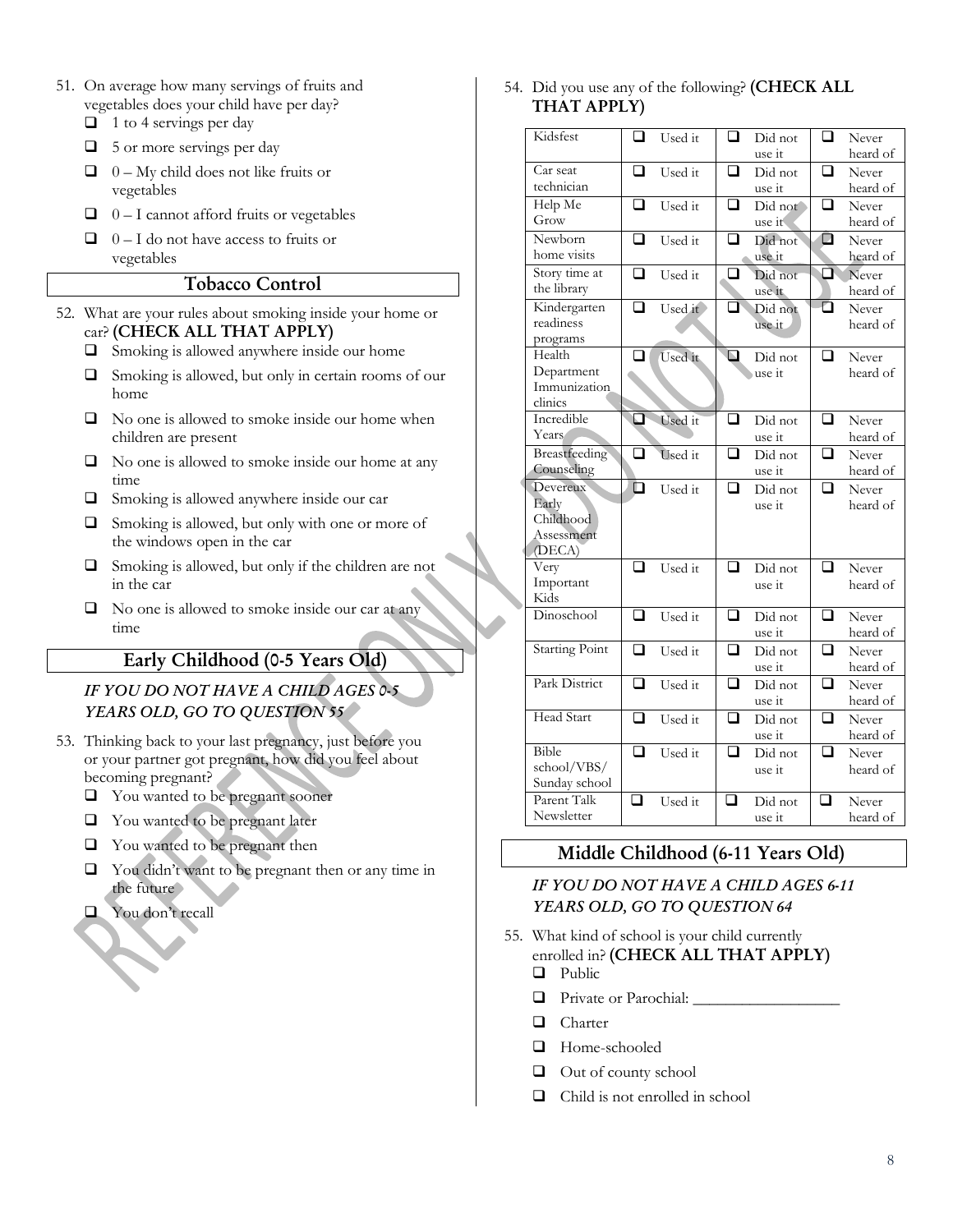51. On average how many servings of fruits and vegetables does your child have per day?
    - ❑ 1 to 4 servings per day
    - ❑ 5 or more servings per day
    - ❑ 0 – My child does not like fruits or vegetables
    - ❑ 0 – I cannot afford fruits or vegetables
    - ❑ 0 – I do not have access to fruits or vegetables

## Tobacco Control

52. What are your rules about smoking inside your home or car? **(CHECK ALL THAT APPLY)**
    - ❑ Smoking is allowed anywhere inside our home
    - ❑ Smoking is allowed, but only in certain rooms of our home
    - ❑ No one is allowed to smoke inside our home when children are present
    - ❑ No one is allowed to smoke inside our home at any time
    - ❑ Smoking is allowed anywhere inside our car
    - ❑ Smoking is allowed, but only with one or more of the windows open in the car
    - ❑ Smoking is allowed, but only if the children are not in the car
    - ❑ No one is allowed to smoke inside our car at any time

## Early Childhood (0-5 Years Old)

*IF YOU DO NOT HAVE A CHILD AGES 0-5 YEARS OLD, GO TO QUESTION 55*

53. Thinking back to your last pregnancy, just before you or your partner got pregnant, how did you feel about becoming pregnant?
    - ❑ You wanted to be pregnant sooner
    - ❑ You wanted to be pregnant later
    - ❑ You wanted to be pregnant then
    - ❑ You didn't want to be pregnant then or any time in the future
    - ❑ You don't recall

54. Did you use any of the following? **(CHECK ALL THAT APPLY)**

| | | | |
|---|---|---|---|
| Kidsfest | ❑ Used it | ❑ Did not use it | ❑ Never heard of |
| Car seat technician | ❑ Used it | ❑ Did not use it | ❑ Never heard of |
| Help Me Grow | ❑ Used it | ❑ Did not use it | ❑ Never heard of |
| Newborn home visits | ❑ Used it | ❑ Did not use it | ❑ Never heard of |
| Story time at the library | ❑ Used it | ❑ Did not use it | ❑ Never heard of |
| Kindergarten readiness programs | ❑ Used it | ❑ Did not use it | ❑ Never heard of |
| Health Department Immunization clinics | ❑ Used it | ❑ Did not use it | ❑ Never heard of |
| Incredible Years | ❑ Used it | ❑ Did not use it | ❑ Never heard of |
| Breastfeeding Counseling | ❑ Used it | ❑ Did not use it | ❑ Never heard of |
| Devereux Early Childhood Assessment (DECA) | ❑ Used it | ❑ Did not use it | ❑ Never heard of |
| Very Important Kids | ❑ Used it | ❑ Did not use it | ❑ Never heard of |
| Dinoschool | ❑ Used it | ❑ Did not use it | ❑ Never heard of |
| Starting Point | ❑ Used it | ❑ Did not use it | ❑ Never heard of |
| Park District | ❑ Used it | ❑ Did not use it | ❑ Never heard of |
| Head Start | ❑ Used it | ❑ Did not use it | ❑ Never heard of |
| Bible school/VBS/ Sunday school | ❑ Used it | ❑ Did not use it | ❑ Never heard of |
| Parent Talk Newsletter | ❑ Used it | ❑ Did not use it | ❑ Never heard of |

## Middle Childhood (6-11 Years Old)

*IF YOU DO NOT HAVE A CHILD AGES 6-11 YEARS OLD, GO TO QUESTION 64*

55. What kind of school is your child currently enrolled in? **(CHECK ALL THAT APPLY)**
    - ❑ Public
    - ❑ Private or Parochial: ___________________
    - ❑ Charter
    - ❑ Home-schooled
    - ❑ Out of county school
    - ❑ Child is not enrolled in school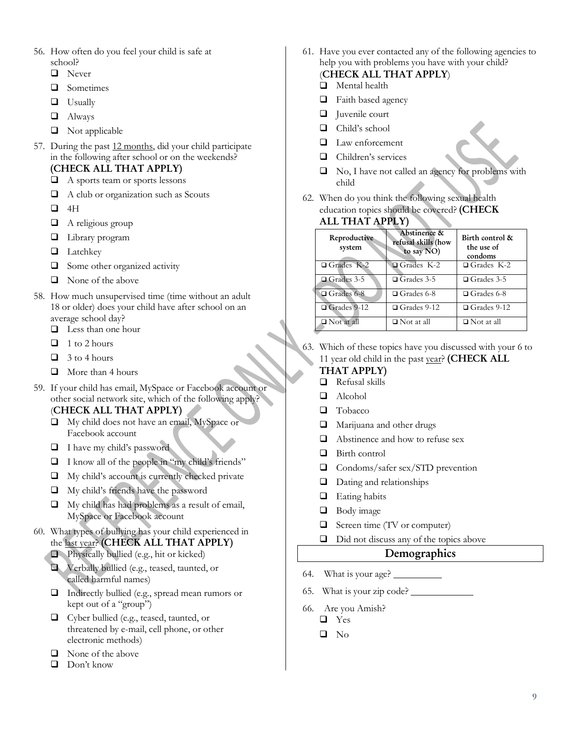56. How often do you feel your child is safe at school?
    - ❑ Never
    - ❑ Sometimes
    - ❑ Usually
    - ❑ Always
    - ❑ Not applicable

57. During the past 12 months, did your child participate in the following after school or on the weekends? **(CHECK ALL THAT APPLY)**
    - ❑ A sports team or sports lessons
    - ❑ A club or organization such as Scouts
    - ❑ 4H
    - ❑ A religious group
    - ❑ Library program
    - ❑ Latchkey
    - ❑ Some other organized activity
    - ❑ None of the above

58. How much unsupervised time (time without an adult 18 or older) does your child have after school on an average school day?
    - ❑ Less than one hour
    - ❑ 1 to 2 hours
    - ❑ 3 to 4 hours
    - ❑ More than 4 hours

59. If your child has email, MySpace or Facebook account or other social network site, which of the following apply? (**CHECK ALL THAT APPLY**)
    - ❑ My child does not have an email, MySpace or Facebook account
    - ❑ I have my child's password
    - ❑ I know all of the people in "my child's friends"
    - ❑ My child's account is currently checked private
    - ❑ My child's friends have the password
    - ❑ My child has had problems as a result of email, MySpace or Facebook account

60. What types of bullying has your child experienced in the last year? **(CHECK ALL THAT APPLY)**
    - ❑ Physically bullied (e.g., hit or kicked)
    - ❑ Verbally bullied (e.g., teased, taunted, or called harmful names)
    - ❑ Indirectly bullied (e.g., spread mean rumors or kept out of a "group")
    - ❑ Cyber bullied (e.g., teased, taunted, or threatened by e-mail, cell phone, or other electronic methods)
    - ❑ None of the above
    - ❑ Don't know

61. Have you ever contacted any of the following agencies to help you with problems you have with your child? (**CHECK ALL THAT APPLY**)
    - ❑ Mental health
    - ❑ Faith based agency
    - ❑ Juvenile court
    - ❑ Child's school
    - ❑ Law enforcement
    - ❑ Children's services
    - ❑ No, I have not called an agency for problems with child

62. When do you think the following sexual health education topics should be covered? **(CHECK ALL THAT APPLY)**

| Reproductive system | Abstinence & refusal skills (how to say NO) | Birth control & the use of condoms |
|---|---|---|
| ❑ Grades K-2 | ❑ Grades K-2 | ❑ Grades K-2 |
| ❑ Grades 3-5 | ❑ Grades 3-5 | ❑ Grades 3-5 |
| ❑ Grades 6-8 | ❑ Grades 6-8 | ❑ Grades 6-8 |
| ❑ Grades 9-12 | ❑ Grades 9-12 | ❑ Grades 9-12 |
| ❑ Not at all | ❑ Not at all | ❑ Not at all |

63. Which of these topics have you discussed with your 6 to 11 year old child in the past year? **(CHECK ALL THAT APPLY)**
    - ❑ Refusal skills
    - ❑ Alcohol
    - ❑ Tobacco
    - ❑ Marijuana and other drugs
    - ❑ Abstinence and how to refuse sex
    - ❑ Birth control
    - ❑ Condoms/safer sex/STD prevention
    - ❑ Dating and relationships
    - ❑ Eating habits
    - ❑ Body image
    - ❑ Screen time (TV or computer)
    - ❑ Did not discuss any of the topics above

## Demographics

64. What is your age? __________

65. What is your zip code? ____________

66. Are you Amish?
    - ❑ Yes
    - ❑ No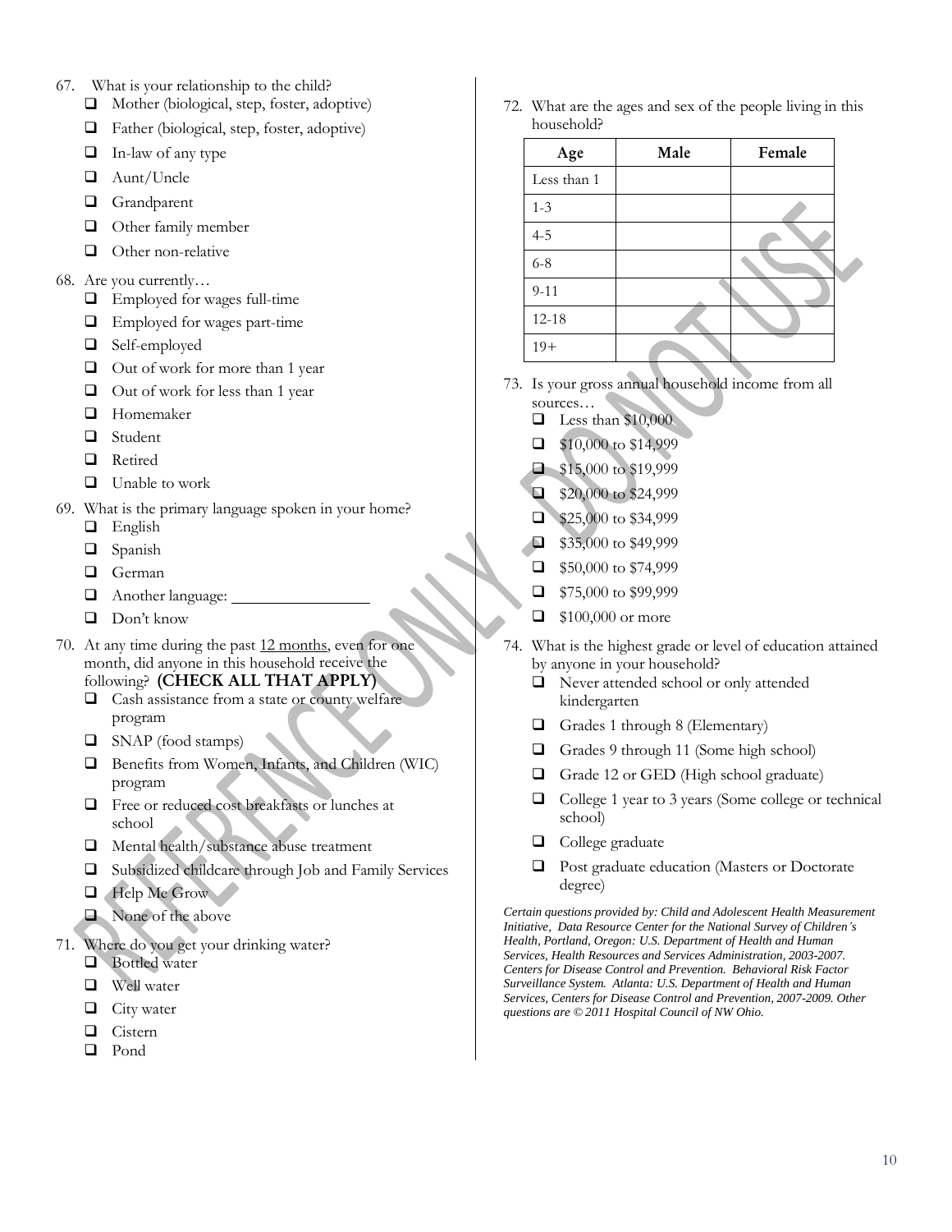67. What is your relationship to the child?
    - ❑ Mother (biological, step, foster, adoptive)
    - ❑ Father (biological, step, foster, adoptive)
    - ❑ In-law of any type
    - ❑ Aunt/Uncle
    - ❑ Grandparent
    - ❑ Other family member
    - ❑ Other non-relative

68. Are you currently…
    - ❑ Employed for wages full-time
    - ❑ Employed for wages part-time
    - ❑ Self-employed
    - ❑ Out of work for more than 1 year
    - ❑ Out of work for less than 1 year
    - ❑ Homemaker
    - ❑ Student
    - ❑ Retired
    - ❑ Unable to work

69. What is the primary language spoken in your home?
    - ❑ English
    - ❑ Spanish
    - ❑ German
    - ❑ Another language: ________________
    - ❑ Don't know

70. At any time during the past <u>12 months</u>, even for one month, did anyone in this household receive the following? **(CHECK ALL THAT APPLY)**
    - ❑ Cash assistance from a state or county welfare program
    - ❑ SNAP (food stamps)
    - ❑ Benefits from Women, Infants, and Children (WIC) program
    - ❑ Free or reduced cost breakfasts or lunches at school
    - ❑ Mental health/substance abuse treatment
    - ❑ Subsidized childcare through Job and Family Services
    - ❑ Help Me Grow
    - ❑ None of the above

71. Where do you get your drinking water?
    - ❑ Bottled water
    - ❑ Well water
    - ❑ City water
    - ❑ Cistern
    - ❑ Pond

72. What are the ages and sex of the people living in this household?

| Age | Male | Female |
|---|---|---|
| Less than 1 | | |
| 1-3 | | |
| 4-5 | | |
| 6-8 | | |
| 9-11 | | |
| 12-18 | | |
| 19+ | | |

73. Is your gross annual household income from all sources…
    - ❑ Less than $10,000
    - ❑ $10,000 to $14,999
    - ❑ $15,000 to $19,999
    - ❑ $20,000 to $24,999
    - ❑ $25,000 to $34,999
    - ❑ $35,000 to $49,999
    - ❑ $50,000 to $74,999
    - ❑ $75,000 to $99,999
    - ❑ $100,000 or more

74. What is the highest grade or level of education attained by anyone in your household?
    - ❑ Never attended school or only attended kindergarten
    - ❑ Grades 1 through 8 (Elementary)
    - ❑ Grades 9 through 11 (Some high school)
    - ❑ Grade 12 or GED (High school graduate)
    - ❑ College 1 year to 3 years (Some college or technical school)
    - ❑ College graduate
    - ❑ Post graduate education (Masters or Doctorate degree)

*Certain questions provided by: Child and Adolescent Health Measurement Initiative, Data Resource Center for the National Survey of Children's Health, Portland, Oregon: U.S. Department of Health and Human Services, Health Resources and Services Administration, 2003-2007. Centers for Disease Control and Prevention. Behavioral Risk Factor Surveillance System. Atlanta: U.S. Department of Health and Human Services, Centers for Disease Control and Prevention, 2007-2009. Other questions are © 2011 Hospital Council of NW Ohio.*

REFERENCE ONLY - DO NOT USE